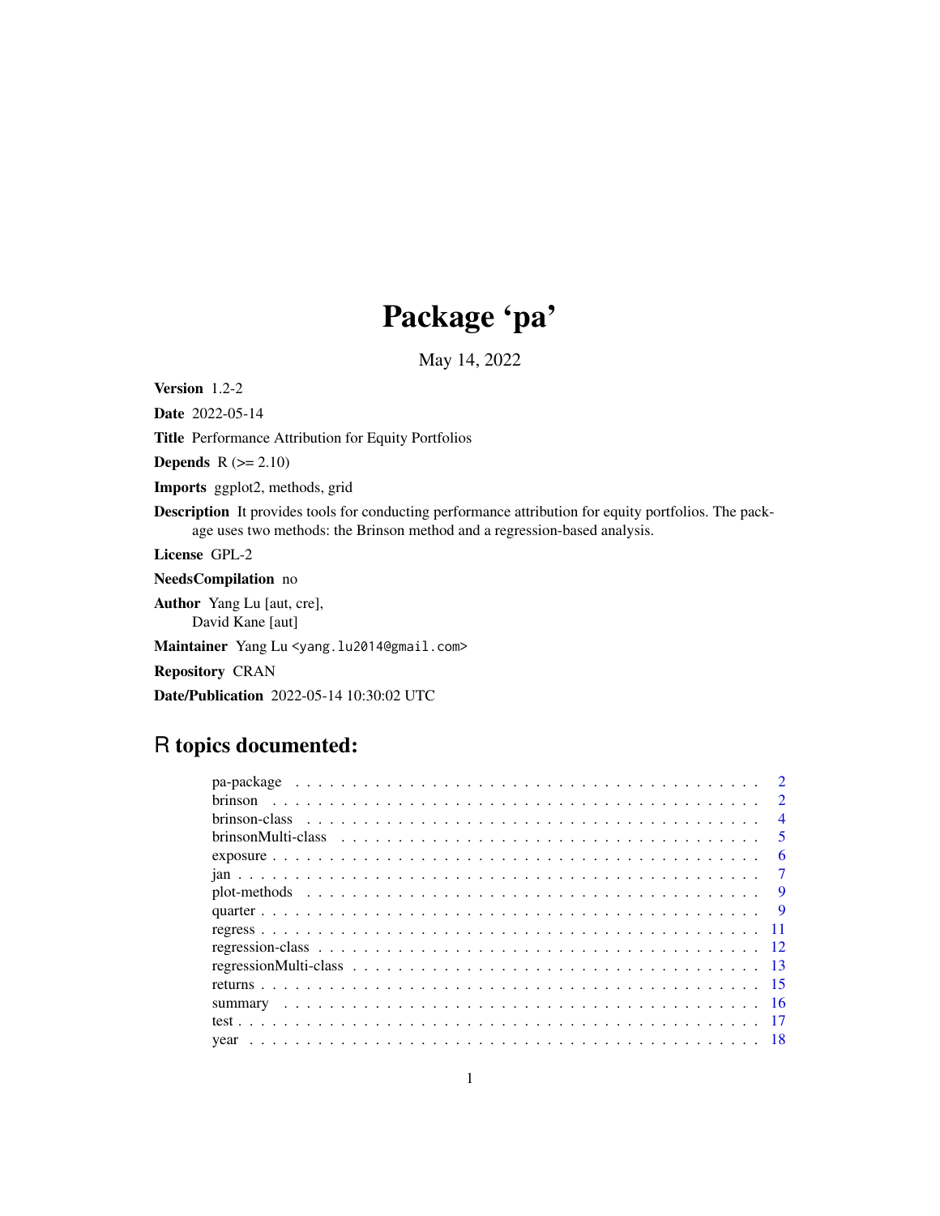# Package 'pa'

May 14, 2022

**Version** 1.2-2

**Date** 2022-05-14

**Title** Performance Attribution for Equity Portfolios

**Depends** R (>= 2.10)

**Imports** ggplot2, methods, grid

**Description** It provides tools for conducting performance attribution for equity portfolios. The package uses two methods: the Brinson method and a regression-based analysis.

**License** GPL-2

**NeedsCompilation** no

**Author** Yang Lu [aut, cre],
David Kane [aut]

**Maintainer** Yang Lu <yang.lu2014@gmail.com>

**Repository** CRAN

**Date/Publication** 2022-05-14 10:30:02 UTC

## R topics documented:

| | |
|---|---|
| pa-package | 2 |
| brinson | 2 |
| brinson-class | 4 |
| brinsonMulti-class | 5 |
| exposure | 6 |
| jan | 7 |
| plot-methods | 9 |
| quarter | 9 |
| regress | 11 |
| regression-class | 12 |
| regressionMulti-class | 13 |
| returns | 15 |
| summary | 16 |
| test | 17 |
| year | 18 |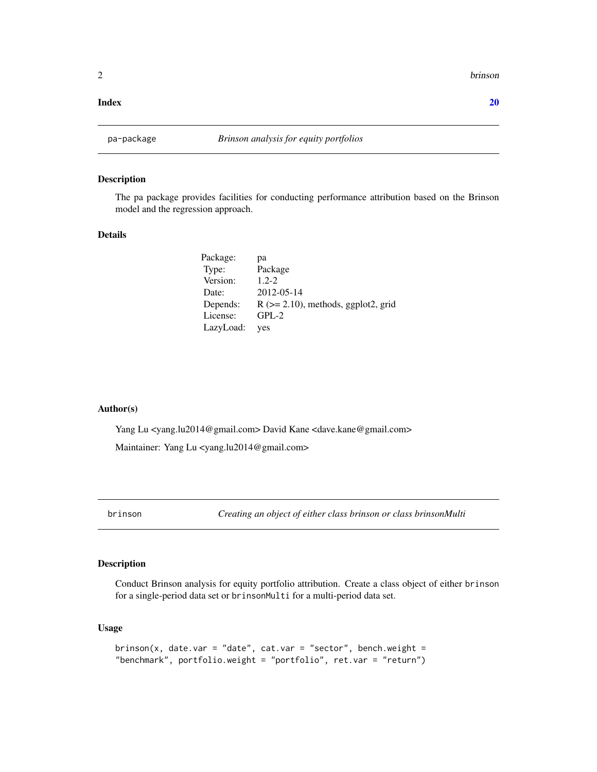**Index** **20**

---

`pa-package` *Brinson analysis for equity portfolios*

---

## Description

The pa package provides facilities for conducting performance attribution based on the Brinson model and the regression approach.

## Details

| | |
|---|---|
| Package: | pa |
| Type: | Package |
| Version: | 1.2-2 |
| Date: | 2012-05-14 |
| Depends: | R (>= 2.10), methods, ggplot2, grid |
| License: | GPL-2 |
| LazyLoad: | yes |

## Author(s)

Yang Lu <yang.lu2014@gmail.com> David Kane <dave.kane@gmail.com>

Maintainer: Yang Lu <yang.lu2014@gmail.com>

---

`brinson` *Creating an object of either class brinson or class brinsonMulti*

---

## Description

Conduct Brinson analysis for equity portfolio attribution. Create a class object of either `brinson` for a single-period data set or `brinsonMulti` for a multi-period data set.

## Usage

```
brinson(x, date.var = "date", cat.var = "sector", bench.weight =
"benchmark", portfolio.weight = "portfolio", ret.var = "return")
```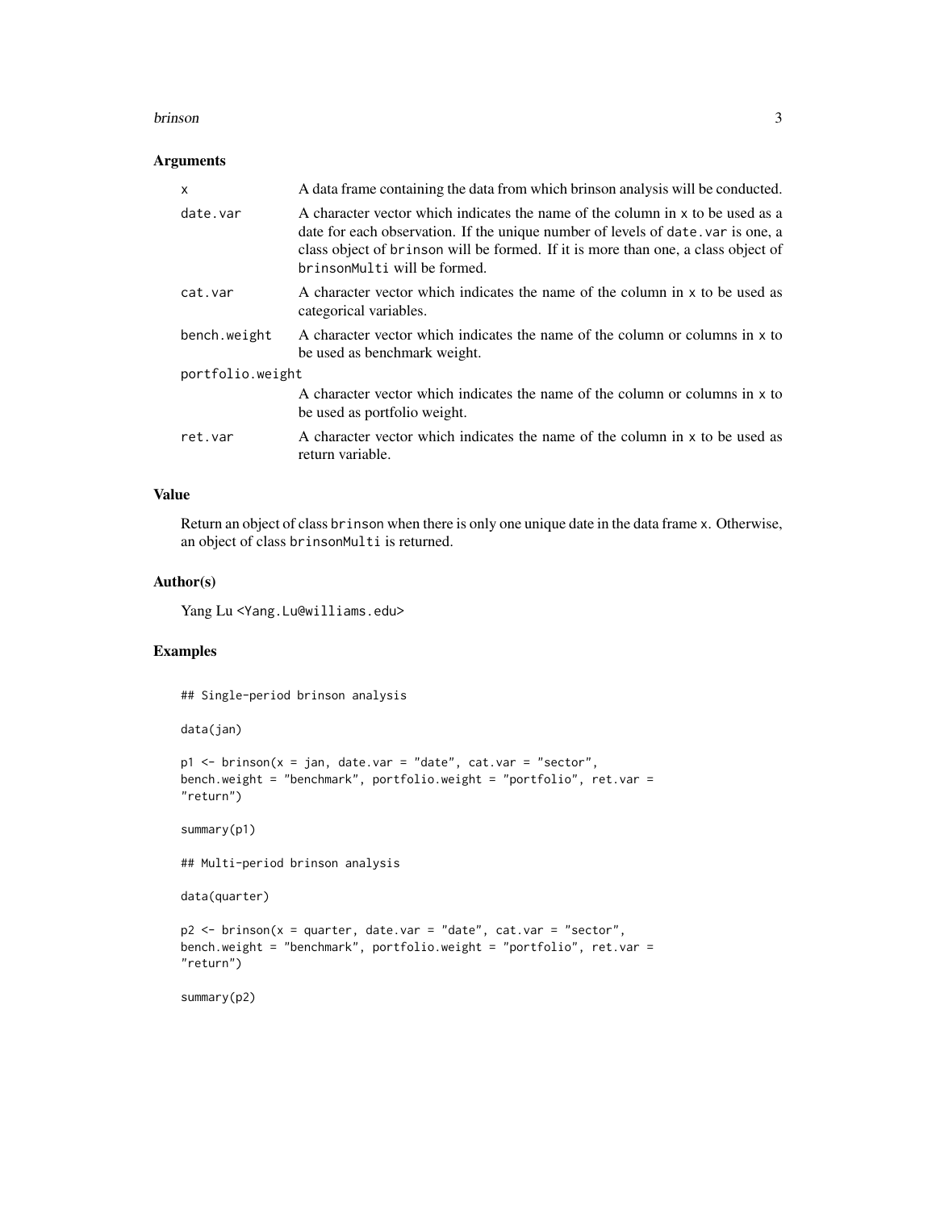## Arguments

| | |
|---|---|
| `x` | A data frame containing the data from which brinson analysis will be conducted. |
| `date.var` | A character vector which indicates the name of the column in `x` to be used as a date for each observation. If the unique number of levels of `date.var` is one, a class object of `brinson` will be formed. If it is more than one, a class object of `brinsonMulti` will be formed. |
| `cat.var` | A character vector which indicates the name of the column in `x` to be used as categorical variables. |
| `bench.weight` | A character vector which indicates the name of the column or columns in `x` to be used as benchmark weight. |
| `portfolio.weight` | A character vector which indicates the name of the column or columns in `x` to be used as portfolio weight. |
| `ret.var` | A character vector which indicates the name of the column in `x` to be used as return variable. |

## Value

Return an object of class `brinson` when there is only one unique date in the data frame `x`. Otherwise, an object of class `brinsonMulti` is returned.

## Author(s)

Yang Lu <Yang.Lu@williams.edu>

## Examples

```
## Single-period brinson analysis

data(jan)

p1 <- brinson(x = jan, date.var = "date", cat.var = "sector",
bench.weight = "benchmark", portfolio.weight = "portfolio", ret.var =
"return")

summary(p1)

## Multi-period brinson analysis

data(quarter)

p2 <- brinson(x = quarter, date.var = "date", cat.var = "sector",
bench.weight = "benchmark", portfolio.weight = "portfolio", ret.var =
"return")

summary(p2)
```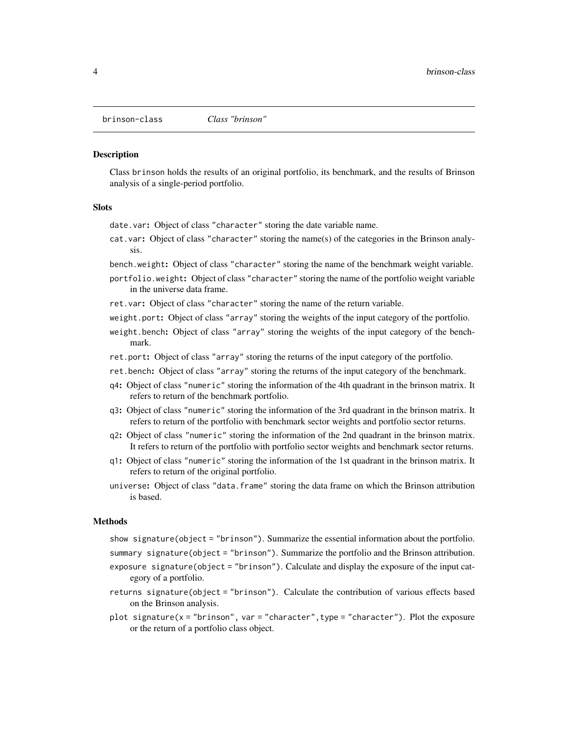# brinson-class    *Class "brinson"*

### Description

Class `brinson` holds the results of an original portfolio, its benchmark, and the results of Brinson analysis of a single-period portfolio.

### Slots

`date.var`**:** Object of class `"character"` storing the date variable name.

`cat.var`**:** Object of class `"character"` storing the name(s) of the categories in the Brinson analysis.

`bench.weight`**:** Object of class `"character"` storing the name of the benchmark weight variable.

`portfolio.weight`**:** Object of class `"character"` storing the name of the portfolio weight variable in the universe data frame.

`ret.var`**:** Object of class `"character"` storing the name of the return variable.

`weight.port`**:** Object of class `"array"` storing the weights of the input category of the portfolio.

`weight.bench`**:** Object of class `"array"` storing the weights of the input category of the benchmark.

`ret.port`**:** Object of class `"array"` storing the returns of the input category of the portfolio.

`ret.bench`**:** Object of class `"array"` storing the returns of the input category of the benchmark.

`q4`**:** Object of class `"numeric"` storing the information of the 4th quadrant in the brinson matrix. It refers to return of the benchmark portfolio.

`q3`**:** Object of class `"numeric"` storing the information of the 3rd quadrant in the brinson matrix. It refers to return of the portfolio with benchmark sector weights and portfolio sector returns.

`q2`**:** Object of class `"numeric"` storing the information of the 2nd quadrant in the brinson matrix. It refers to return of the portfolio with portfolio sector weights and benchmark sector returns.

`q1`**:** Object of class `"numeric"` storing the information of the 1st quadrant in the brinson matrix. It refers to return of the original portfolio.

`universe`**:** Object of class `"data.frame"` storing the data frame on which the Brinson attribution is based.

### Methods

`show signature(object = "brinson")`. Summarize the essential information about the portfolio.

`summary signature(object = "brinson")`. Summarize the portfolio and the Brinson attribution.

`exposure signature(object = "brinson")`. Calculate and display the exposure of the input category of a portfolio.

`returns signature(object = "brinson")`. Calculate the contribution of various effects based on the Brinson analysis.

`plot signature(x = "brinson", var = "character",type = "character")`. Plot the exposure or the return of a portfolio class object.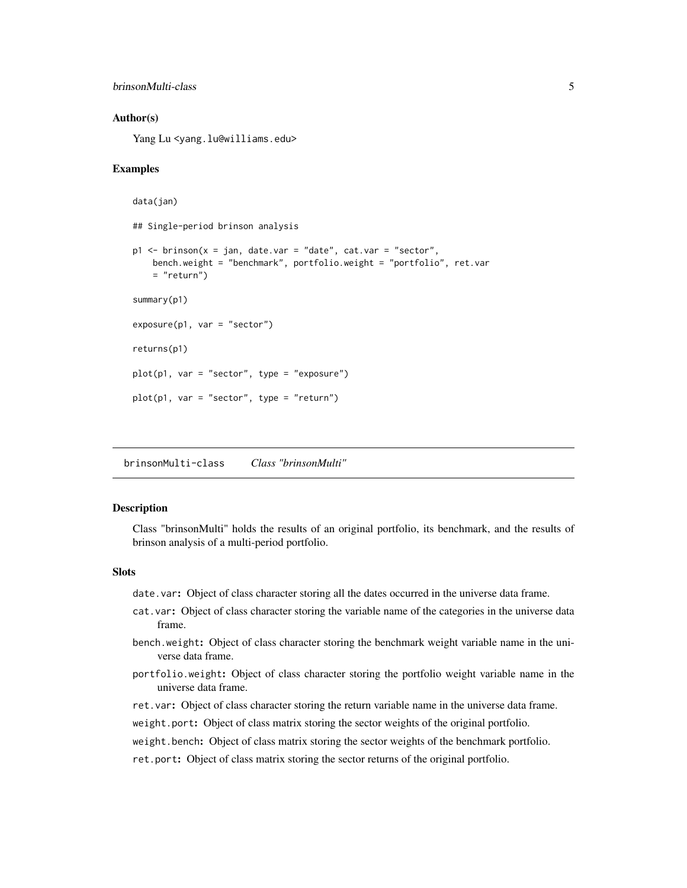### Author(s)

Yang Lu <yang.lu@williams.edu>

### Examples

```
data(jan)

## Single-period brinson analysis

p1 <- brinson(x = jan, date.var = "date", cat.var = "sector",
    bench.weight = "benchmark", portfolio.weight = "portfolio", ret.var
    = "return")

summary(p1)

exposure(p1, var = "sector")

returns(p1)

plot(p1, var = "sector", type = "exposure")

plot(p1, var = "sector", type = "return")
```

---

## brinsonMulti-class    *Class "brinsonMulti"*

### Description

Class "brinsonMulti" holds the results of an original portfolio, its benchmark, and the results of brinson analysis of a multi-period portfolio.

### Slots

- `date.var`: Object of class character storing all the dates occurred in the universe data frame.
- `cat.var`: Object of class character storing the variable name of the categories in the universe data frame.
- `bench.weight`: Object of class character storing the benchmark weight variable name in the universe data frame.
- `portfolio.weight`: Object of class character storing the portfolio weight variable name in the universe data frame.
- `ret.var`: Object of class character storing the return variable name in the universe data frame.
- `weight.port`: Object of class matrix storing the sector weights of the original portfolio.
- `weight.bench`: Object of class matrix storing the sector weights of the benchmark portfolio.
- `ret.port`: Object of class matrix storing the sector returns of the original portfolio.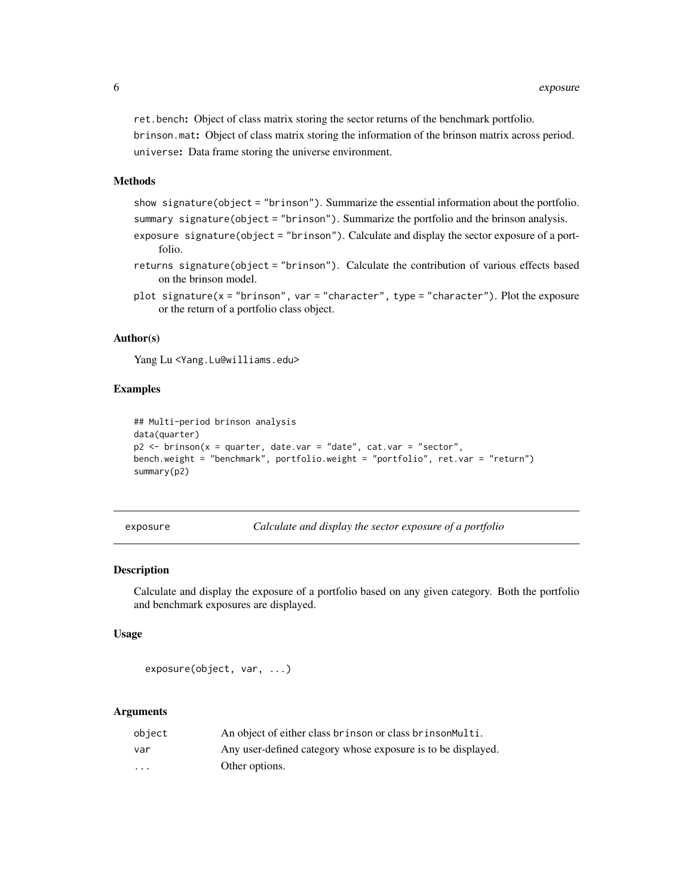**ret.bench:** Object of class matrix storing the sector returns of the benchmark portfolio.

**brinson.mat:** Object of class matrix storing the information of the brinson matrix across period.

**universe:** Data frame storing the universe environment.

### Methods

show `signature(object = "brinson")`. Summarize the essential information about the portfolio.

summary `signature(object = "brinson")`. Summarize the portfolio and the brinson analysis.

exposure `signature(object = "brinson")`. Calculate and display the sector exposure of a portfolio.

returns `signature(object = "brinson")`. Calculate the contribution of various effects based on the brinson model.

plot `signature(x = "brinson", var = "character", type = "character")`. Plot the exposure or the return of a portfolio class object.

### Author(s)

Yang Lu <Yang.Lu@williams.edu>

### Examples

```
## Multi-period brinson analysis
data(quarter)
p2 <- brinson(x = quarter, date.var = "date", cat.var = "sector",
bench.weight = "benchmark", portfolio.weight = "portfolio", ret.var = "return")
summary(p2)
```

---

## exposure — *Calculate and display the sector exposure of a portfolio*

### Description

Calculate and display the exposure of a portfolio based on any given category. Both the portfolio and benchmark exposures are displayed.

### Usage

```
exposure(object, var, ...)
```

### Arguments

| | |
|---|---|
| object | An object of either class brinson or class brinsonMulti. |
| var | Any user-defined category whose exposure is to be displayed. |
| ... | Other options. |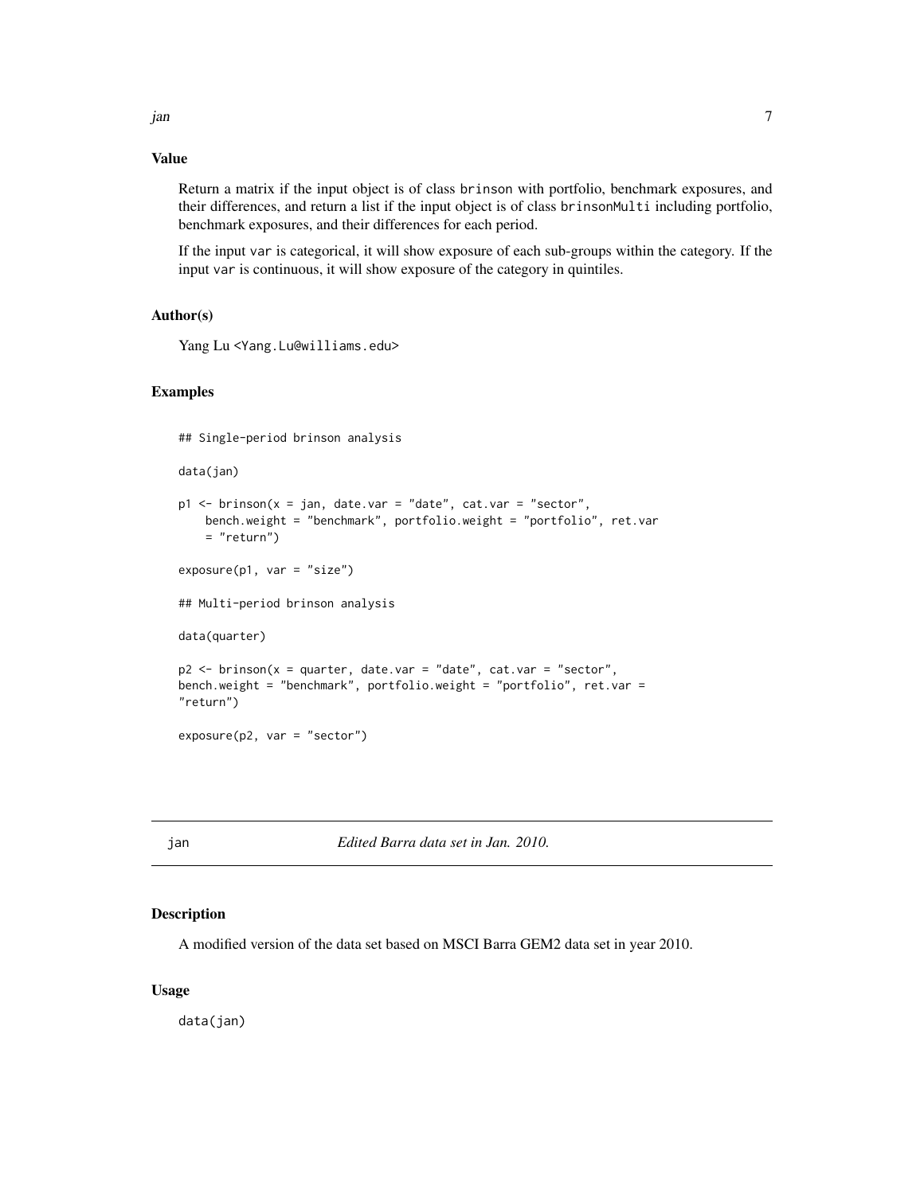### Value

Return a matrix if the input object is of class `brinson` with portfolio, benchmark exposures, and their differences, and return a list if the input object is of class `brinsonMulti` including portfolio, benchmark exposures, and their differences for each period.

If the input `var` is categorical, it will show exposure of each sub-groups within the category. If the input `var` is continuous, it will show exposure of the category in quintiles.

### Author(s)

Yang Lu <Yang.Lu@williams.edu>

### Examples

```
## Single-period brinson analysis

data(jan)

p1 <- brinson(x = jan, date.var = "date", cat.var = "sector",
    bench.weight = "benchmark", portfolio.weight = "portfolio", ret.var
    = "return")

exposure(p1, var = "size")

## Multi-period brinson analysis

data(quarter)

p2 <- brinson(x = quarter, date.var = "date", cat.var = "sector",
bench.weight = "benchmark", portfolio.weight = "portfolio", ret.var =
"return")

exposure(p2, var = "sector")
```

---

## jan — *Edited Barra data set in Jan. 2010.*

### Description

A modified version of the data set based on MSCI Barra GEM2 data set in year 2010.

### Usage

```
data(jan)
```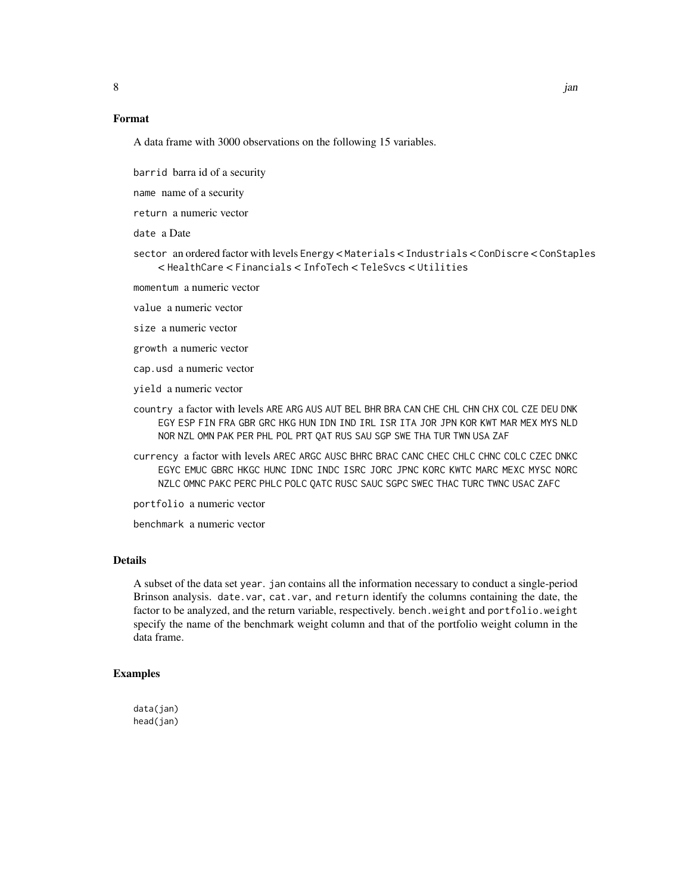## Format

A data frame with 3000 observations on the following 15 variables.

`barrid` barra id of a security

`name` name of a security

`return` a numeric vector

`date` a Date

`sector` an ordered factor with levels `Energy` < `Materials` < `Industrials` < `ConDiscre` < `ConStaples` < `HealthCare` < `Financials` < `InfoTech` < `TeleSvcs` < `Utilities`

`momentum` a numeric vector

`value` a numeric vector

`size` a numeric vector

`growth` a numeric vector

`cap.usd` a numeric vector

`yield` a numeric vector

`country` a factor with levels ARE ARG AUS AUT BEL BHR BRA CAN CHE CHL CHN CHX COL CZE DEU DNK EGY ESP FIN FRA GBR GRC HKG HUN IDN IND IRL ISR ITA JOR JPN KOR KWT MAR MEX MYS NLD NOR NZL OMN PAK PER PHL POL PRT QAT RUS SAU SGP SWE THA TUR TWN USA ZAF

`currency` a factor with levels AREC ARGC AUSC BHRC BRAC CANC CHEC CHLC CHNC COLC CZEC DNKC EGYC EMUC GBRC HKGC HUNC IDNC INDC ISRC JORC JPNC KORC KWTC MARC MEXC MYSC NORC NZLC OMNC PAKC PERC PHLC POLC QATC RUSC SAUC SGPC SWEC THAC TURC TWNC USAC ZAFC

`portfolio` a numeric vector

`benchmark` a numeric vector

## Details

A subset of the data set `year`. `jan` contains all the information necessary to conduct a single-period Brinson analysis. `date.var`, `cat.var`, and `return` identify the columns containing the date, the factor to be analyzed, and the return variable, respectively. `bench.weight` and `portfolio.weight` specify the name of the benchmark weight column and that of the portfolio weight column in the data frame.

## Examples

```
data(jan)
head(jan)
```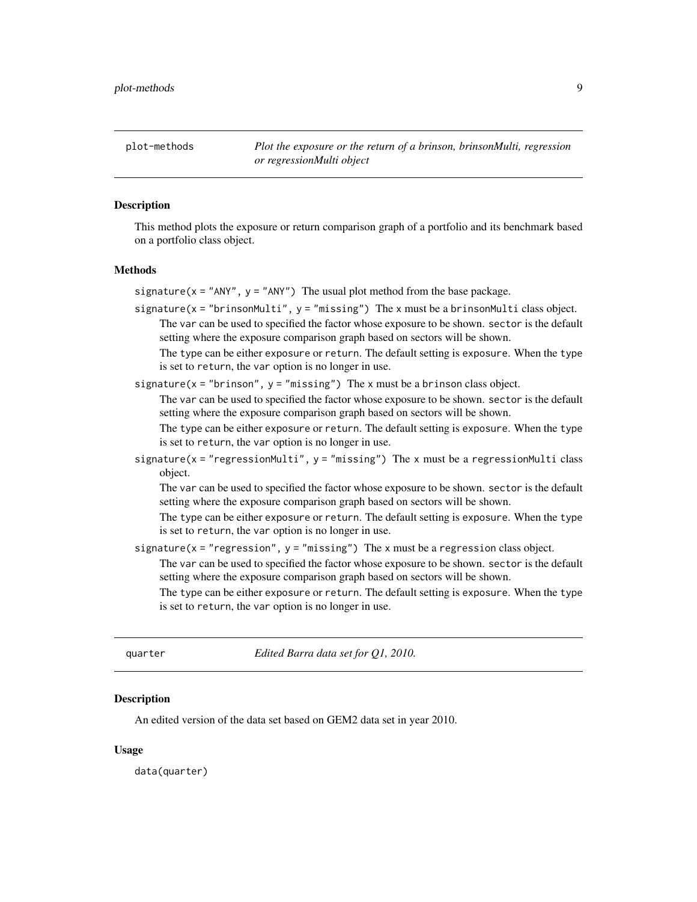## plot-methods — *Plot the exposure or the return of a brinson, brinsonMulti, regression or regressionMulti object*

### Description

This method plots the exposure or return comparison graph of a portfolio and its benchmark based on a portfolio class object.

### Methods

`signature(x = "ANY", y = "ANY")` The usual plot method from the base package.

`signature(x = "brinsonMulti", y = "missing")` The `x` must be a `brinsonMulti` class object.

The `var` can be used to specified the factor whose exposure to be shown. `sector` is the default setting where the exposure comparison graph based on sectors will be shown.

The `type` can be either `exposure` or `return`. The default setting is `exposure`. When the `type` is set to `return`, the `var` option is no longer in use.

`signature(x = "brinson", y = "missing")` The `x` must be a `brinson` class object.

The `var` can be used to specified the factor whose exposure to be shown. `sector` is the default setting where the exposure comparison graph based on sectors will be shown.

The `type` can be either `exposure` or `return`. The default setting is `exposure`. When the `type` is set to `return`, the `var` option is no longer in use.

`signature(x = "regressionMulti", y = "missing")` The `x` must be a `regressionMulti` class object.

The `var` can be used to specified the factor whose exposure to be shown. `sector` is the default setting where the exposure comparison graph based on sectors will be shown.

The `type` can be either `exposure` or `return`. The default setting is `exposure`. When the `type` is set to `return`, the `var` option is no longer in use.

`signature(x = "regression", y = "missing")` The `x` must be a `regression` class object.

The `var` can be used to specified the factor whose exposure to be shown. `sector` is the default setting where the exposure comparison graph based on sectors will be shown.

The `type` can be either `exposure` or `return`. The default setting is `exposure`. When the `type` is set to `return`, the `var` option is no longer in use.

## quarter — *Edited Barra data set for Q1, 2010.*

### Description

An edited version of the data set based on GEM2 data set in year 2010.

### Usage

```
data(quarter)
```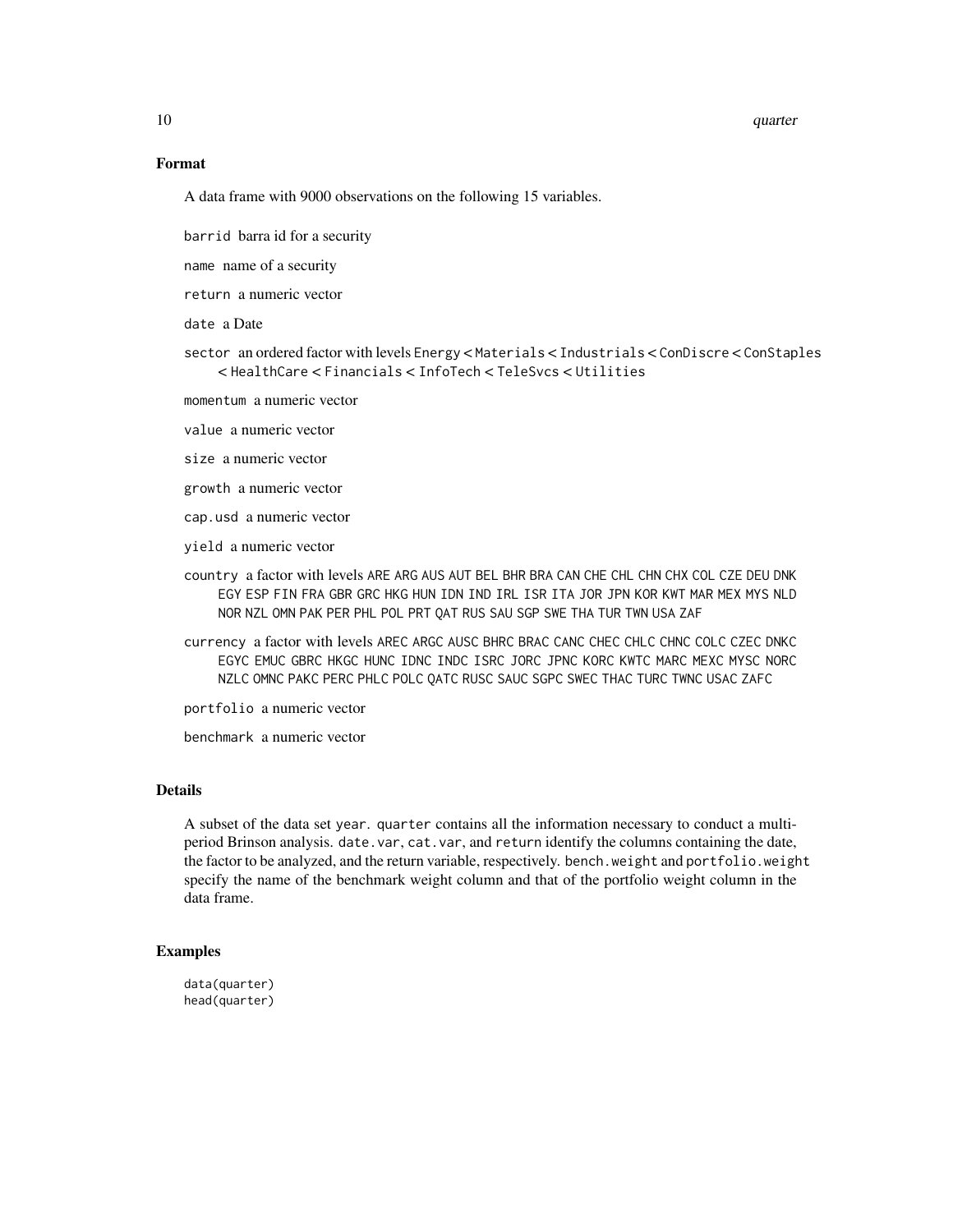## Format

A data frame with 9000 observations on the following 15 variables.

- `barrid` barra id for a security
- `name` name of a security
- `return` a numeric vector
- `date` a Date
- `sector` an ordered factor with levels `Energy` < `Materials` < `Industrials` < `ConDiscre` < `ConStaples` < `HealthCare` < `Financials` < `InfoTech` < `TeleSvcs` < `Utilities`
- `momentum` a numeric vector
- `value` a numeric vector
- `size` a numeric vector
- `growth` a numeric vector
- `cap.usd` a numeric vector
- `yield` a numeric vector
- `country` a factor with levels `ARE` `ARG` `AUS` `AUT` `BEL` `BHR` `BRA` `CAN` `CHE` `CHL` `CHN` `CHX` `COL` `CZE` `DEU` `DNK` `EGY` `ESP` `FIN` `FRA` `GBR` `GRC` `HKG` `HUN` `IDN` `IND` `IRL` `ISR` `ITA` `JOR` `JPN` `KOR` `KWT` `MAR` `MEX` `MYS` `NLD` `NOR` `NZL` `OMN` `PAK` `PER` `PHL` `POL` `PRT` `QAT` `RUS` `SAU` `SGP` `SWE` `THA` `TUR` `TWN` `USA` `ZAF`
- `currency` a factor with levels `AREC` `ARGC` `AUSC` `BHRC` `BRAC` `CANC` `CHEC` `CHLC` `CHNC` `COLC` `CZEC` `DNKC` `EGYC` `EMUC` `GBRC` `HKGC` `HUNC` `IDNC` `INDC` `ISRC` `JORC` `JPNC` `KORC` `KWTC` `MARC` `MEXC` `MYSC` `NORC` `NZLC` `OMNC` `PAKC` `PERC` `PHLC` `POLC` `QATC` `RUSC` `SAUC` `SGPC` `SWEC` `THAC` `TURC` `TWNC` `USAC` `ZAFC`
- `portfolio` a numeric vector
- `benchmark` a numeric vector

## Details

A subset of the data set `year`. `quarter` contains all the information necessary to conduct a multi-period Brinson analysis. `date.var`, `cat.var`, and `return` identify the columns containing the date, the factor to be analyzed, and the return variable, respectively. `bench.weight` and `portfolio.weight` specify the name of the benchmark weight column and that of the portfolio weight column in the data frame.

## Examples

```
data(quarter)
head(quarter)
```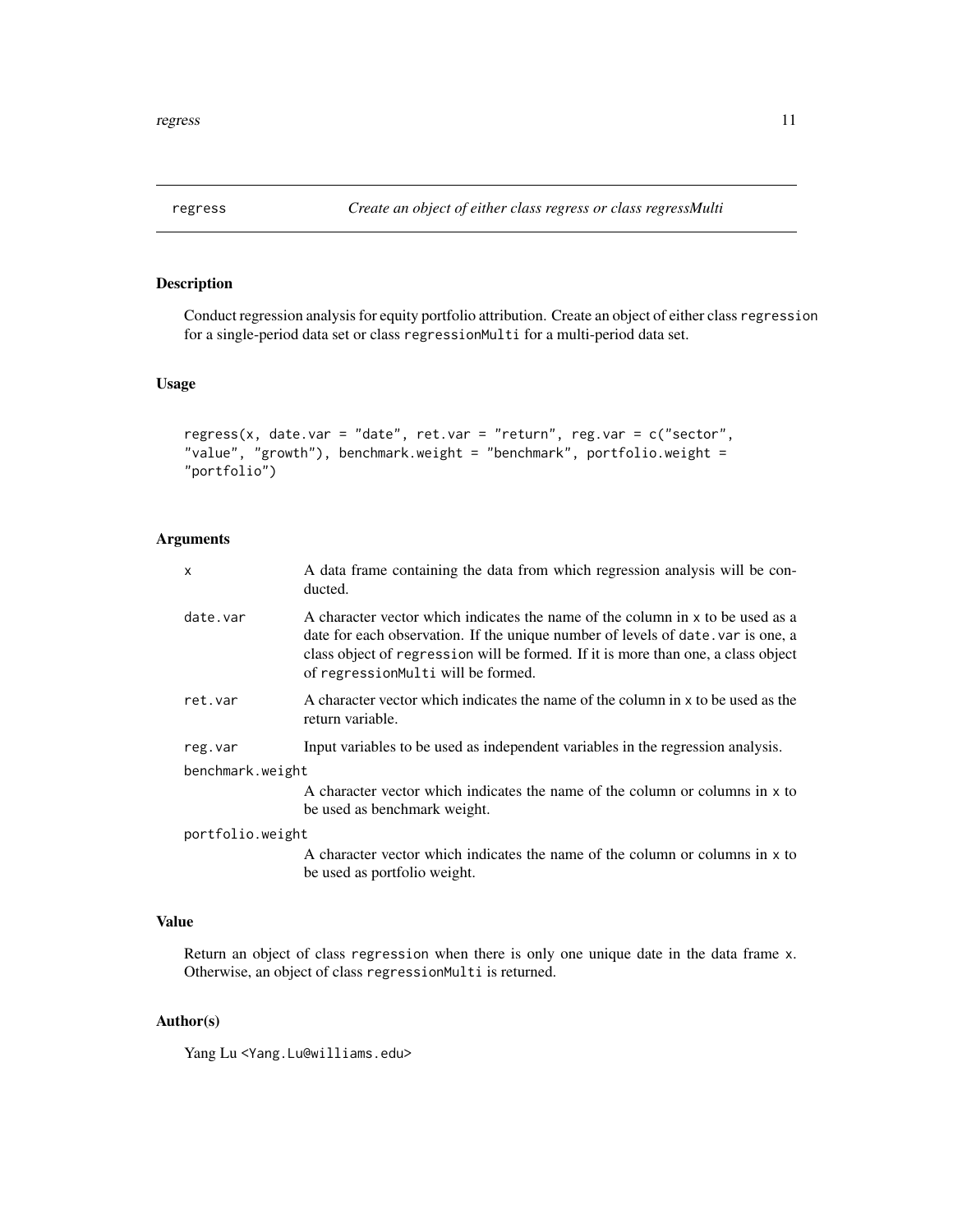regress — *Create an object of either class regress or class regressMulti*

## Description

Conduct regression analysis for equity portfolio attribution. Create an object of either class `regression` for a single-period data set or class `regressionMulti` for a multi-period data set.

## Usage

```
regress(x, date.var = "date", ret.var = "return", reg.var = c("sector",
"value", "growth"), benchmark.weight = "benchmark", portfolio.weight =
"portfolio")
```

## Arguments

| | |
|---|---|
| `x` | A data frame containing the data from which regression analysis will be conducted. |
| `date.var` | A character vector which indicates the name of the column in `x` to be used as a date for each observation. If the unique number of levels of `date.var` is one, a class object of `regression` will be formed. If it is more than one, a class object of `regressionMulti` will be formed. |
| `ret.var` | A character vector which indicates the name of the column in `x` to be used as the return variable. |
| `reg.var` | Input variables to be used as independent variables in the regression analysis. |
| `benchmark.weight` | A character vector which indicates the name of the column or columns in `x` to be used as benchmark weight. |
| `portfolio.weight` | A character vector which indicates the name of the column or columns in `x` to be used as portfolio weight. |

## Value

Return an object of class `regression` when there is only one unique date in the data frame `x`. Otherwise, an object of class `regressionMulti` is returned.

## Author(s)

Yang Lu <Yang.Lu@williams.edu>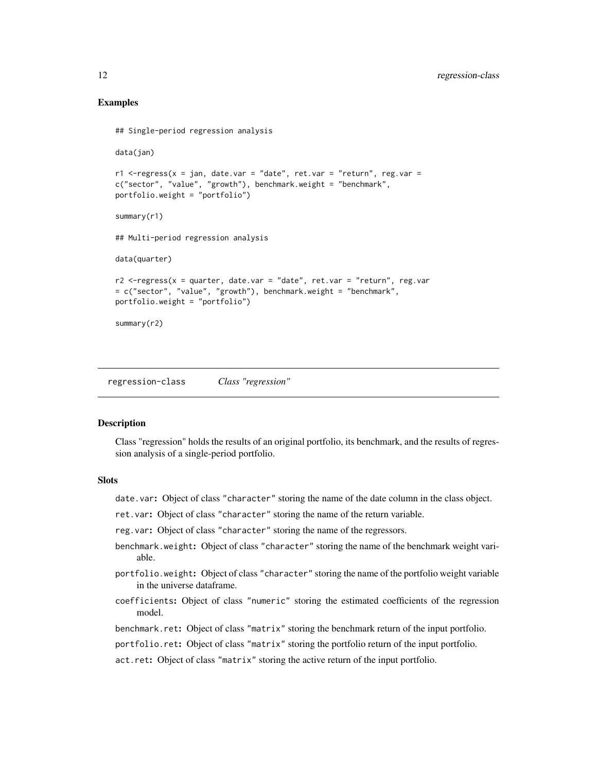### Examples

```
## Single-period regression analysis

data(jan)

r1 <-regress(x = jan, date.var = "date", ret.var = "return", reg.var =
c("sector", "value", "growth"), benchmark.weight = "benchmark",
portfolio.weight = "portfolio")

summary(r1)

## Multi-period regression analysis

data(quarter)

r2 <-regress(x = quarter, date.var = "date", ret.var = "return", reg.var
= c("sector", "value", "growth"), benchmark.weight = "benchmark",
portfolio.weight = "portfolio")

summary(r2)
```

---

## regression-class    *Class "regression"*

---

### Description

Class "regression" holds the results of an original portfolio, its benchmark, and the results of regression analysis of a single-period portfolio.

### Slots

- `date.var`**:** Object of class `"character"` storing the name of the date column in the class object.
- `ret.var`**:** Object of class `"character"` storing the name of the return variable.
- `reg.var`**:** Object of class `"character"` storing the name of the regressors.
- `benchmark.weight`**:** Object of class `"character"` storing the name of the benchmark weight variable.
- `portfolio.weight`**:** Object of class `"character"` storing the name of the portfolio weight variable in the universe dataframe.
- `coefficients`**:** Object of class `"numeric"` storing the estimated coefficients of the regression model.
- `benchmark.ret`**:** Object of class `"matrix"` storing the benchmark return of the input portfolio.
- `portfolio.ret`**:** Object of class `"matrix"` storing the portfolio return of the input portfolio.
- `act.ret`**:** Object of class `"matrix"` storing the active return of the input portfolio.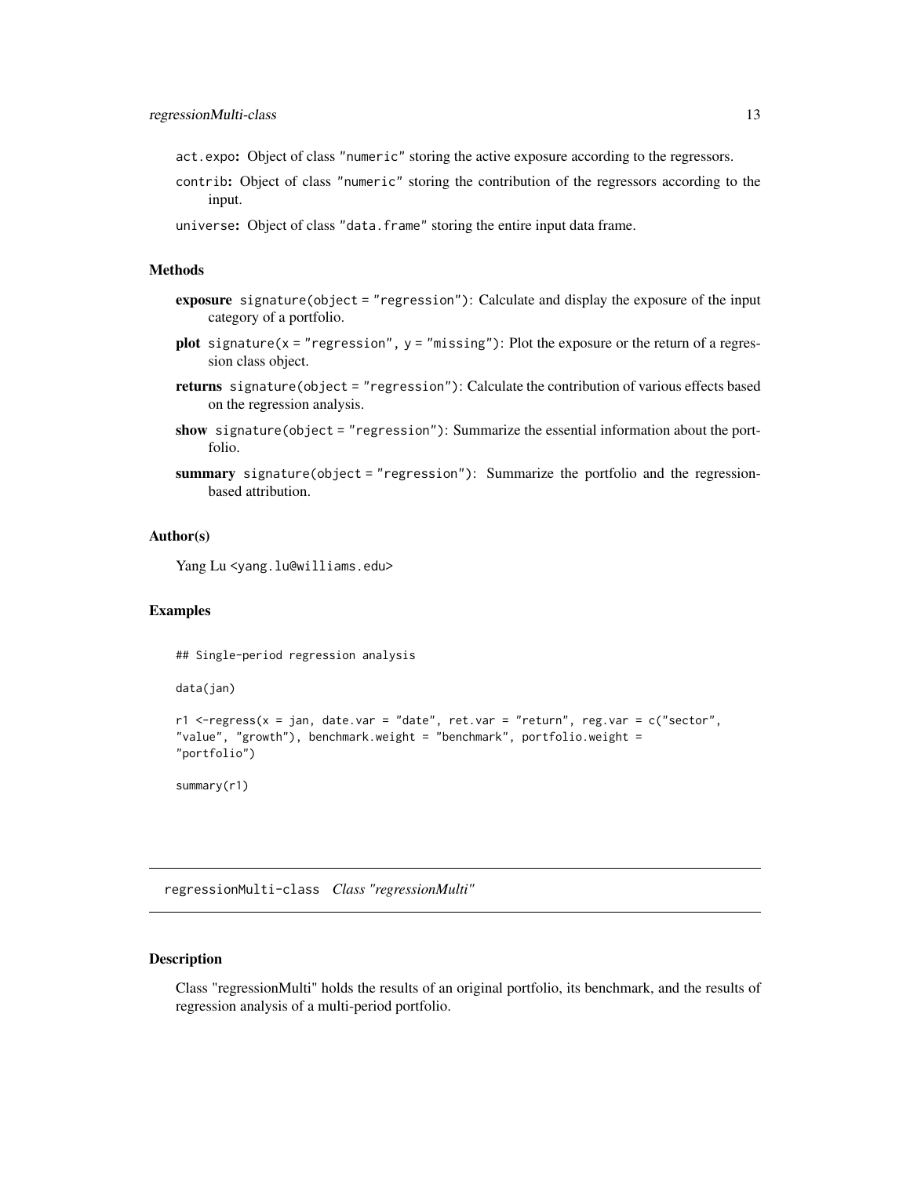act.expo: Object of class "numeric" storing the active exposure according to the regressors.

contrib: Object of class "numeric" storing the contribution of the regressors according to the input.

universe: Object of class "data.frame" storing the entire input data frame.

### Methods

**exposure** signature(object = "regression"): Calculate and display the exposure of the input category of a portfolio.

**plot** signature(x = "regression", y = "missing"): Plot the exposure or the return of a regression class object.

**returns** signature(object = "regression"): Calculate the contribution of various effects based on the regression analysis.

**show** signature(object = "regression"): Summarize the essential information about the portfolio.

**summary** signature(object = "regression"): Summarize the portfolio and the regression-based attribution.

### Author(s)

Yang Lu <yang.lu@williams.edu>

### Examples

```
## Single-period regression analysis

data(jan)

r1 <-regress(x = jan, date.var = "date", ret.var = "return", reg.var = c("sector",
"value", "growth"), benchmark.weight = "benchmark", portfolio.weight =
"portfolio")

summary(r1)
```

---

## regressionMulti-class *Class "regressionMulti"*

### Description

Class "regressionMulti" holds the results of an original portfolio, its benchmark, and the results of regression analysis of a multi-period portfolio.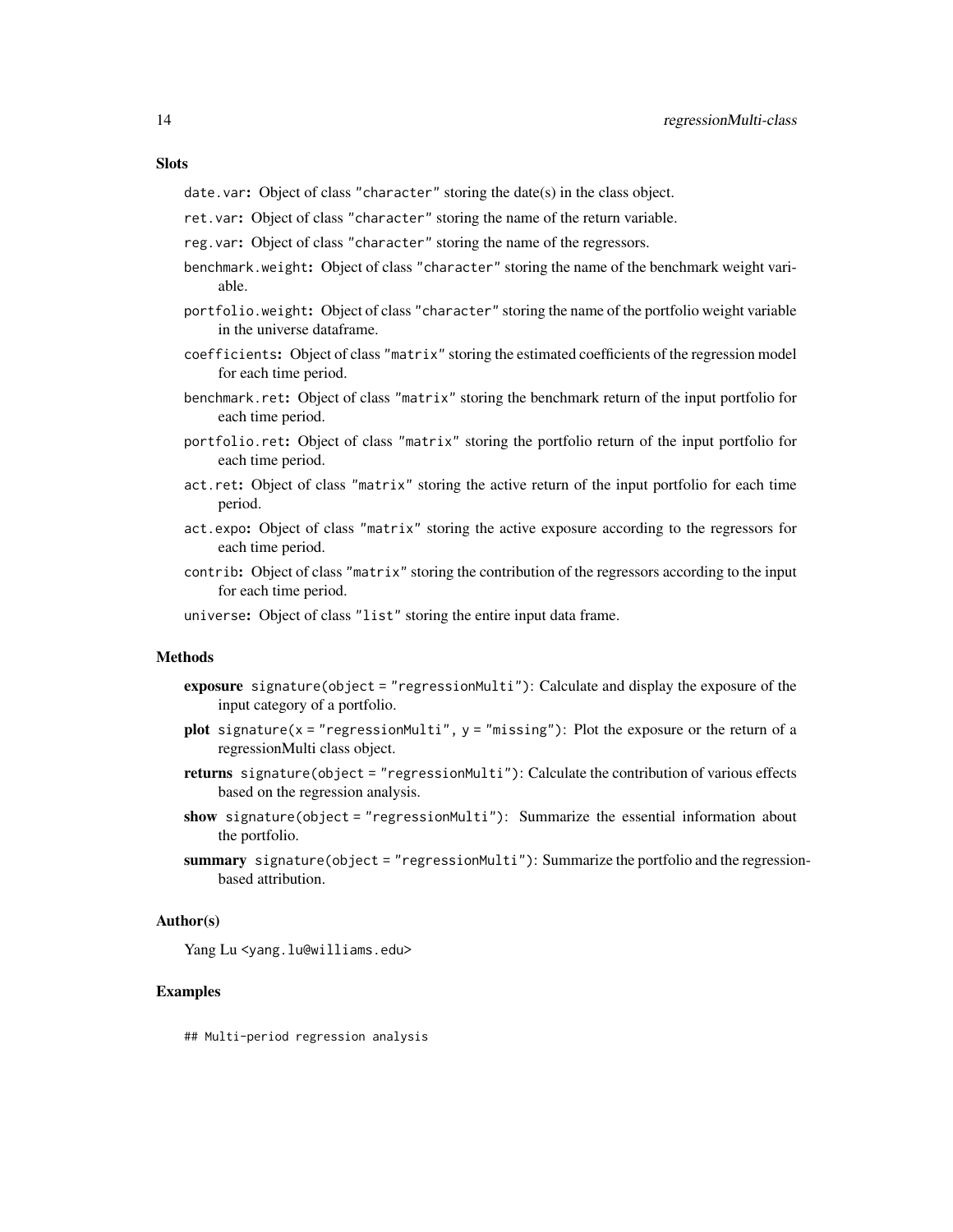### Slots

- `date.var`: Object of class `"character"` storing the date(s) in the class object.
- `ret.var`: Object of class `"character"` storing the name of the return variable.
- `reg.var`: Object of class `"character"` storing the name of the regressors.
- `benchmark.weight`: Object of class `"character"` storing the name of the benchmark weight variable.
- `portfolio.weight`: Object of class `"character"` storing the name of the portfolio weight variable in the universe dataframe.
- `coefficients`: Object of class `"matrix"` storing the estimated coefficients of the regression model for each time period.
- `benchmark.ret`: Object of class `"matrix"` storing the benchmark return of the input portfolio for each time period.
- `portfolio.ret`: Object of class `"matrix"` storing the portfolio return of the input portfolio for each time period.
- `act.ret`: Object of class `"matrix"` storing the active return of the input portfolio for each time period.
- `act.expo`: Object of class `"matrix"` storing the active exposure according to the regressors for each time period.
- `contrib`: Object of class `"matrix"` storing the contribution of the regressors according to the input for each time period.
- `universe`: Object of class `"list"` storing the entire input data frame.

### Methods

- **exposure** `signature(object = "regressionMulti")`: Calculate and display the exposure of the input category of a portfolio.
- **plot** `signature(x = "regressionMulti", y = "missing")`: Plot the exposure or the return of a regressionMulti class object.
- **returns** `signature(object = "regressionMulti")`: Calculate the contribution of various effects based on the regression analysis.
- **show** `signature(object = "regressionMulti")`: Summarize the essential information about the portfolio.
- **summary** `signature(object = "regressionMulti")`: Summarize the portfolio and the regression-based attribution.

### Author(s)

Yang Lu <yang.lu@williams.edu>

### Examples

```
## Multi-period regression analysis
```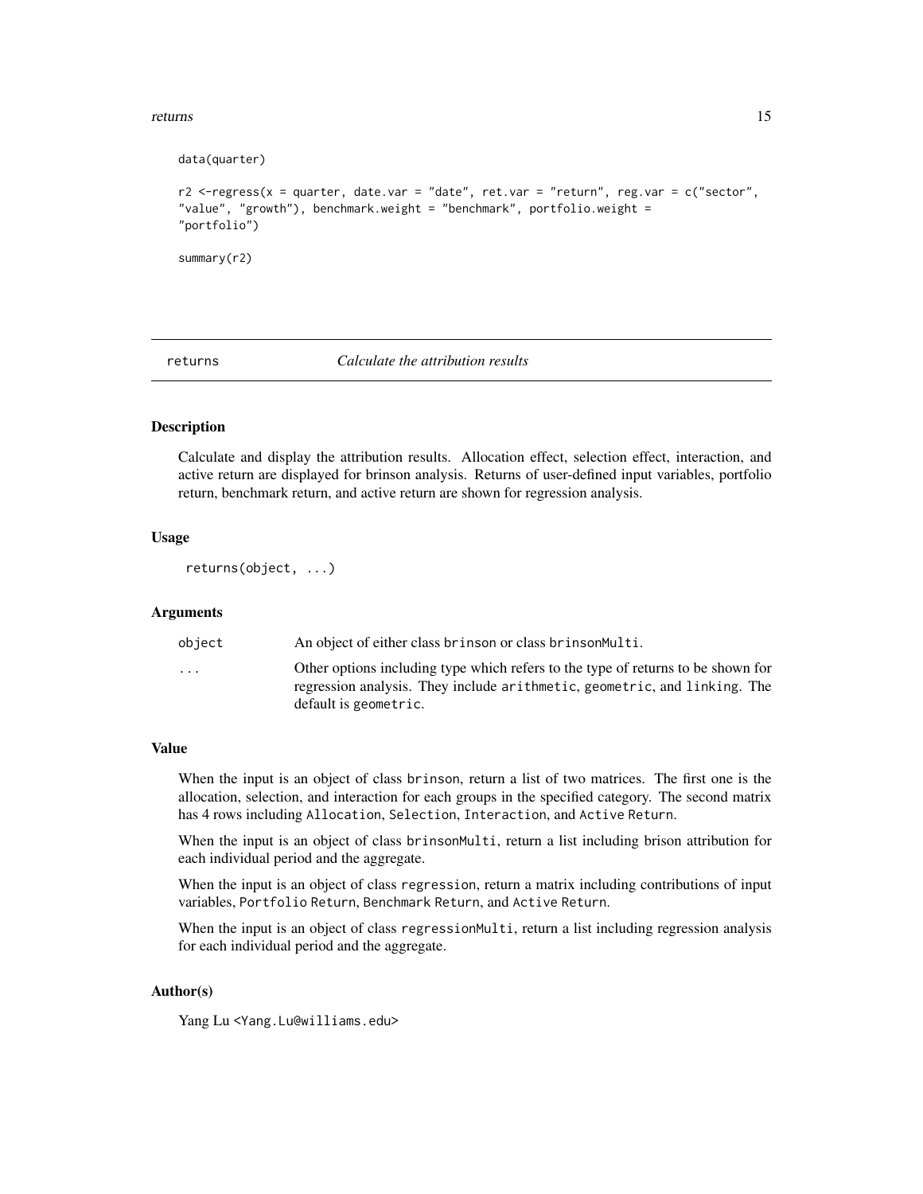```
data(quarter)

r2 <-regress(x = quarter, date.var = "date", ret.var = "return", reg.var = c("sector",
"value", "growth"), benchmark.weight = "benchmark", portfolio.weight =
"portfolio")

summary(r2)
```

---

## returns — *Calculate the attribution results*

---

### Description

Calculate and display the attribution results. Allocation effect, selection effect, interaction, and active return are displayed for brinson analysis. Returns of user-defined input variables, portfolio return, benchmark return, and active return are shown for regression analysis.

### Usage

```
returns(object, ...)
```

### Arguments

| | |
|---|---|
| `object` | An object of either class `brinson` or class `brinsonMulti`. |
| `...` | Other options including type which refers to the type of returns to be shown for regression analysis. They include `arithmetic`, `geometric`, and `linking`. The default is `geometric`. |

### Value

When the input is an object of class `brinson`, return a list of two matrices. The first one is the allocation, selection, and interaction for each groups in the specified category. The second matrix has 4 rows including `Allocation`, `Selection`, `Interaction`, and `Active Return`.

When the input is an object of class `brinsonMulti`, return a list including brison attribution for each individual period and the aggregate.

When the input is an object of class `regression`, return a matrix including contributions of input variables, `Portfolio Return`, `Benchmark Return`, and `Active Return`.

When the input is an object of class `regressionMulti`, return a list including regression analysis for each individual period and the aggregate.

### Author(s)

Yang Lu <Yang.Lu@williams.edu>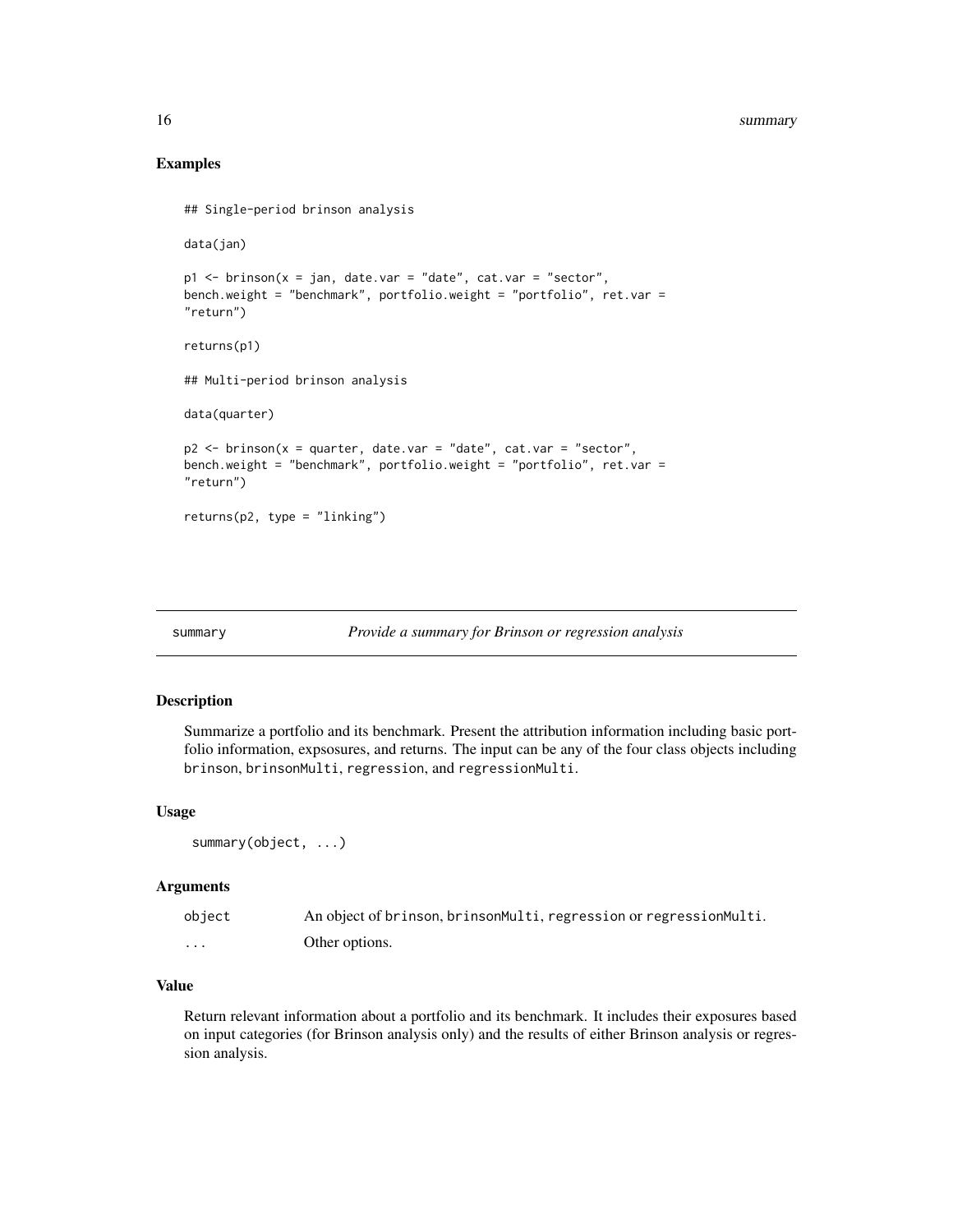## Examples

```
## Single-period brinson analysis

data(jan)

p1 <- brinson(x = jan, date.var = "date", cat.var = "sector",
bench.weight = "benchmark", portfolio.weight = "portfolio", ret.var =
"return")

returns(p1)

## Multi-period brinson analysis

data(quarter)

p2 <- brinson(x = quarter, date.var = "date", cat.var = "sector",
bench.weight = "benchmark", portfolio.weight = "portfolio", ret.var =
"return")

returns(p2, type = "linking")
```

---

# summary — *Provide a summary for Brinson or regression analysis*

## Description

Summarize a portfolio and its benchmark. Present the attribution information including basic portfolio information, expsosures, and returns. The input can be any of the four class objects including `brinson`, `brinsonMulti`, `regression`, and `regressionMulti`.

## Usage

```
summary(object, ...)
```

## Arguments

| | |
|---|---|
| `object` | An object of `brinson`, `brinsonMulti`, `regression` or `regressionMulti`. |
| `...` | Other options. |

## Value

Return relevant information about a portfolio and its benchmark. It includes their exposures based on input categories (for Brinson analysis only) and the results of either Brinson analysis or regression analysis.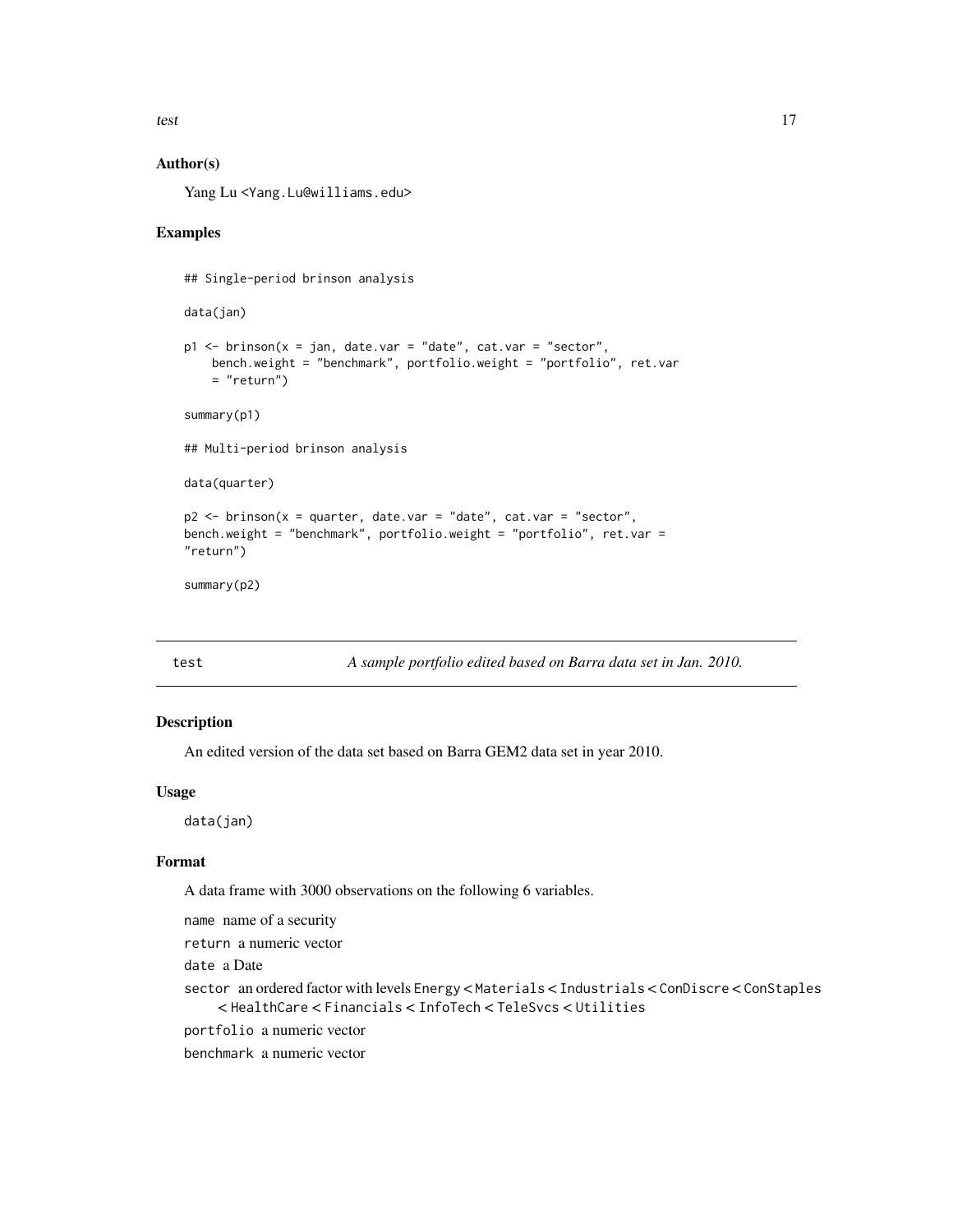### Author(s)

Yang Lu <Yang.Lu@williams.edu>

### Examples

```
## Single-period brinson analysis

data(jan)

p1 <- brinson(x = jan, date.var = "date", cat.var = "sector",
    bench.weight = "benchmark", portfolio.weight = "portfolio", ret.var
    = "return")

summary(p1)

## Multi-period brinson analysis

data(quarter)

p2 <- brinson(x = quarter, date.var = "date", cat.var = "sector",
bench.weight = "benchmark", portfolio.weight = "portfolio", ret.var =
"return")

summary(p2)
```

---

## test — *A sample portfolio edited based on Barra data set in Jan. 2010.*

---

### Description

An edited version of the data set based on Barra GEM2 data set in year 2010.

### Usage

```
data(jan)
```

### Format

A data frame with 3000 observations on the following 6 variables.

- `name` name of a security
- `return` a numeric vector
- `date` a Date
- `sector` an ordered factor with levels `Energy` < `Materials` < `Industrials` < `ConDiscre` < `ConStaples` < `HealthCare` < `Financials` < `InfoTech` < `TeleSvcs` < `Utilities`
- `portfolio` a numeric vector
- `benchmark` a numeric vector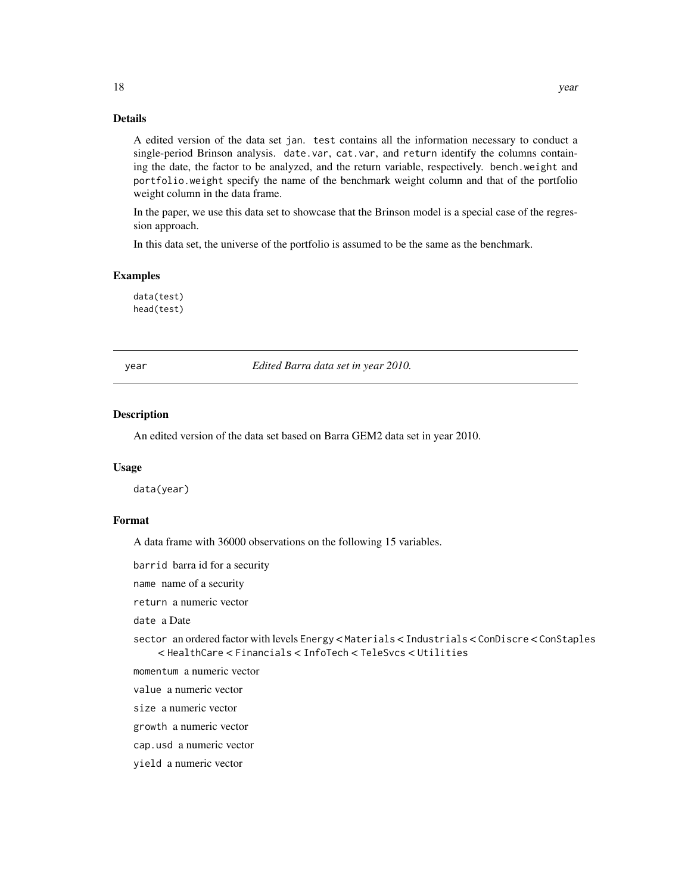### Details

A edited version of the data set jan. test contains all the information necessary to conduct a single-period Brinson analysis. date.var, cat.var, and return identify the columns containing the date, the factor to be analyzed, and the return variable, respectively. bench.weight and portfolio.weight specify the name of the benchmark weight column and that of the portfolio weight column in the data frame.

In the paper, we use this data set to showcase that the Brinson model is a special case of the regression approach.

In this data set, the universe of the portfolio is assumed to be the same as the benchmark.

### Examples

```
data(test)
head(test)
```

---

## year    *Edited Barra data set in year 2010.*

---

### Description

An edited version of the data set based on Barra GEM2 data set in year 2010.

### Usage

```
data(year)
```

### Format

A data frame with 36000 observations on the following 15 variables.

barrid barra id for a security

name name of a security

return a numeric vector

date a Date

sector an ordered factor with levels Energy < Materials < Industrials < ConDiscre < ConStaples < HealthCare < Financials < InfoTech < TeleSvcs < Utilities

momentum a numeric vector

value a numeric vector

size a numeric vector

growth a numeric vector

cap.usd a numeric vector

yield a numeric vector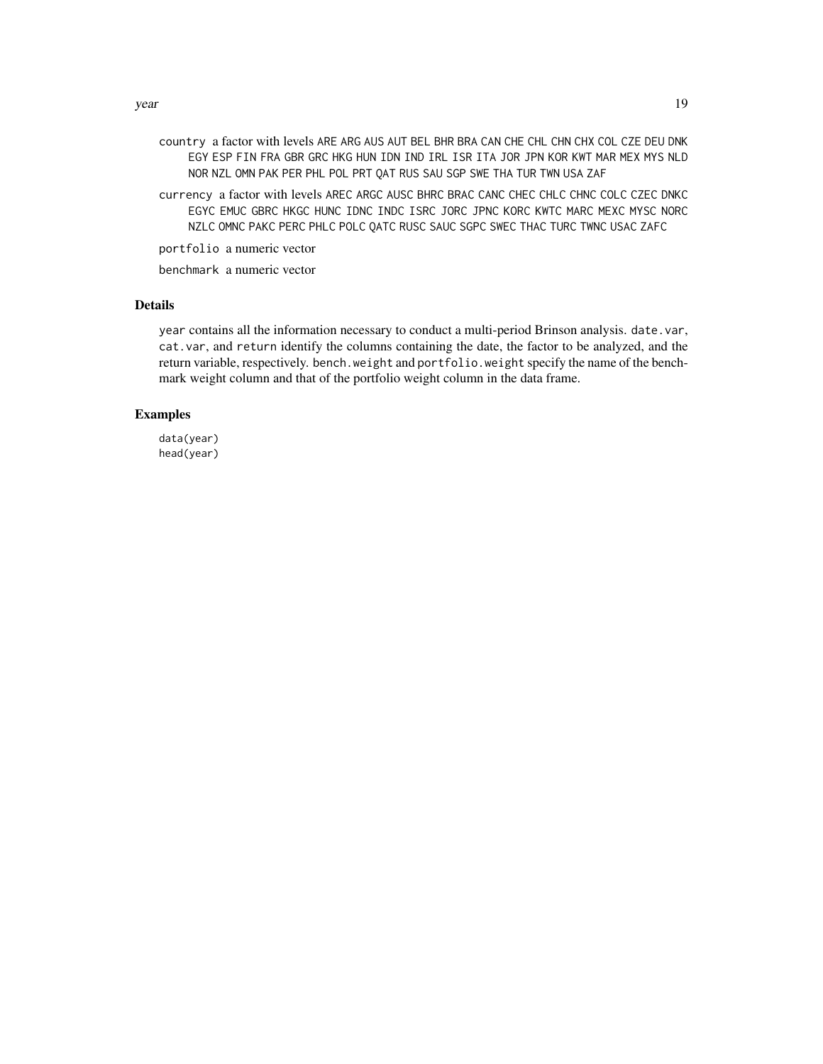country a factor with levels ARE ARG AUS AUT BEL BHR BRA CAN CHE CHL CHN CHX COL CZE DEU DNK EGY ESP FIN FRA GBR GRC HKG HUN IDN IND IRL ISR ITA JOR JPN KOR KWT MAR MEX MYS NLD NOR NZL OMN PAK PER PHL POL PRT QAT RUS SAU SGP SWE THA TUR TWN USA ZAF

currency a factor with levels AREC ARGC AUSC BHRC BRAC CANC CHEC CHLC CHNC COLC CZEC DNKC EGYC EMUC GBRC HKGC HUNC IDNC INDC ISRC JORC JPNC KORC KWTC MARC MEXC MYSC NORC NZLC OMNC PAKC PERC PHLC POLC QATC RUSC SAUC SGPC SWEC THAC TURC TWNC USAC ZAFC

portfolio a numeric vector

benchmark a numeric vector

## Details

year contains all the information necessary to conduct a multi-period Brinson analysis. date.var, cat.var, and return identify the columns containing the date, the factor to be analyzed, and the return variable, respectively. bench.weight and portfolio.weight specify the name of the benchmark weight column and that of the portfolio weight column in the data frame.

## Examples

```
data(year)
head(year)
```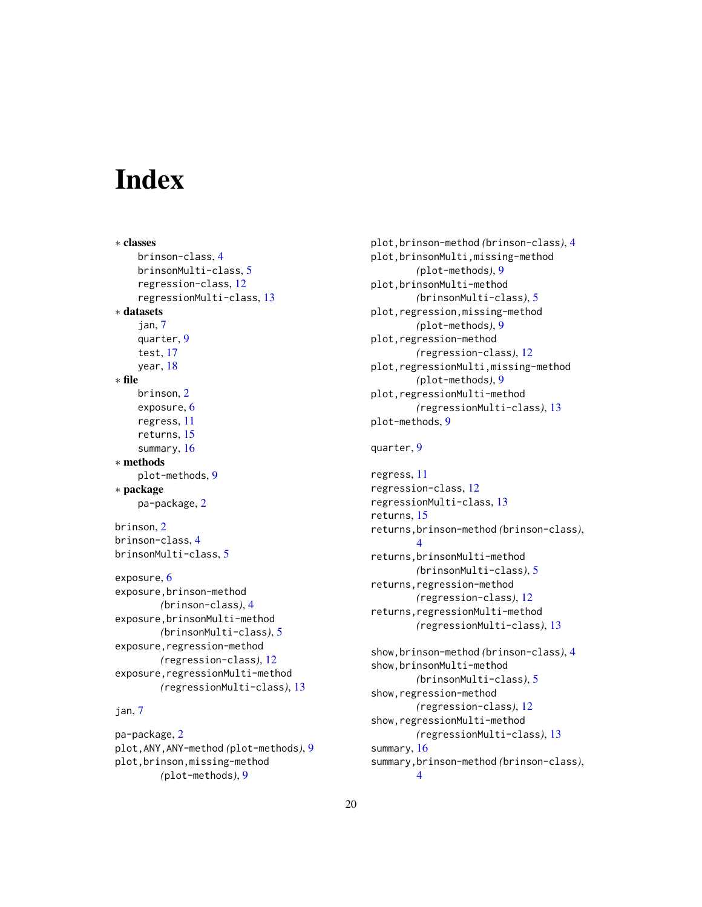# Index

∗ **classes**
- brinson-class, 4
- brinsonMulti-class, 5
- regression-class, 12
- regressionMulti-class, 13

∗ **datasets**
- jan, 7
- quarter, 9
- test, 17
- year, 18

∗ **file**
- brinson, 2
- exposure, 6
- regress, 11
- returns, 15
- summary, 16

∗ **methods**
- plot-methods, 9

∗ **package**
- pa-package, 2

brinson, 2
brinson-class, 4
brinsonMulti-class, 5

exposure, 6
exposure,brinson-method *(brinson-class)*, 4
exposure,brinsonMulti-method *(brinsonMulti-class)*, 5
exposure,regression-method *(regression-class)*, 12
exposure,regressionMulti-method *(regressionMulti-class)*, 13

jan, 7

pa-package, 2
plot,ANY,ANY-method *(plot-methods)*, 9
plot,brinson,missing-method *(plot-methods)*, 9
plot,brinson-method *(brinson-class)*, 4
plot,brinsonMulti,missing-method *(plot-methods)*, 9
plot,brinsonMulti-method *(brinsonMulti-class)*, 5
plot,regression,missing-method *(plot-methods)*, 9
plot,regression-method *(regression-class)*, 12
plot,regressionMulti,missing-method *(plot-methods)*, 9
plot,regressionMulti-method *(regressionMulti-class)*, 13
plot-methods, 9

quarter, 9

regress, 11
regression-class, 12
regressionMulti-class, 13
returns, 15
returns,brinson-method *(brinson-class)*, 4
returns,brinsonMulti-method *(brinsonMulti-class)*, 5
returns,regression-method *(regression-class)*, 12
returns,regressionMulti-method *(regressionMulti-class)*, 13

show,brinson-method *(brinson-class)*, 4
show,brinsonMulti-method *(brinsonMulti-class)*, 5
show,regression-method *(regression-class)*, 12
show,regressionMulti-method *(regressionMulti-class)*, 13
summary, 16
summary,brinson-method *(brinson-class)*, 4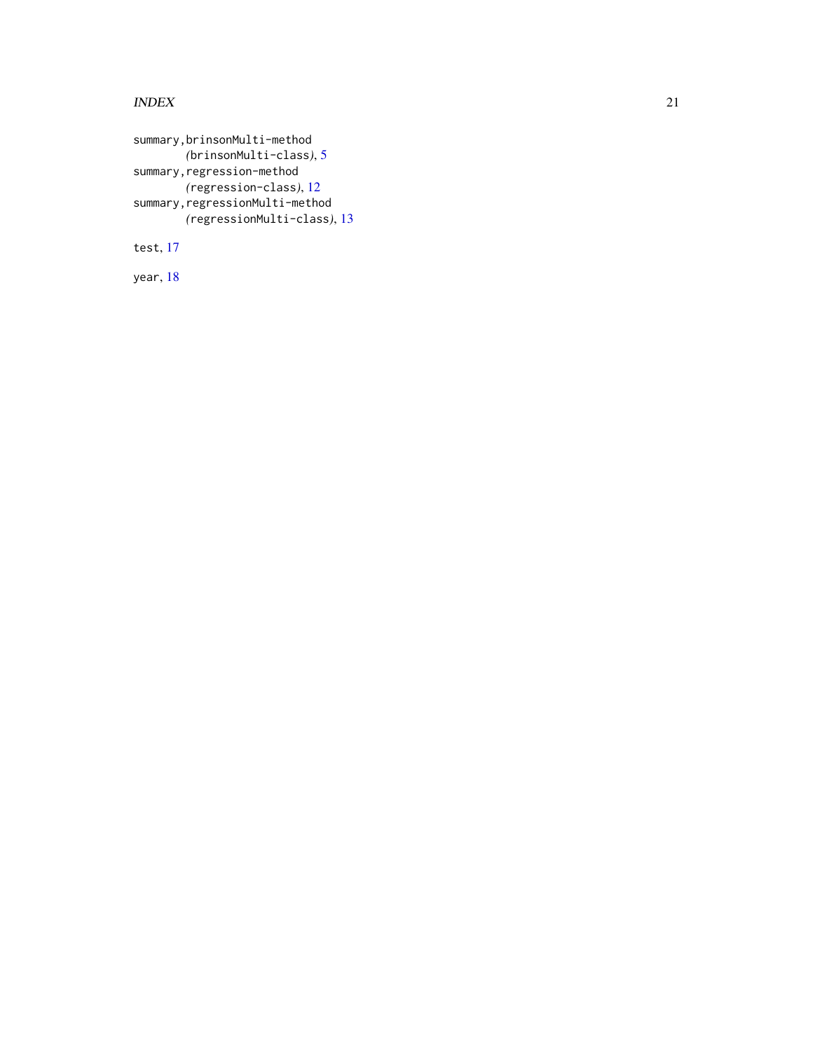summary,brinsonMulti-method
    *(*brinsonMulti-class*)*, 5
summary,regression-method
    *(*regression-class*)*, 12
summary,regressionMulti-method
    *(*regressionMulti-class*)*, 13

test, 17

year, 18